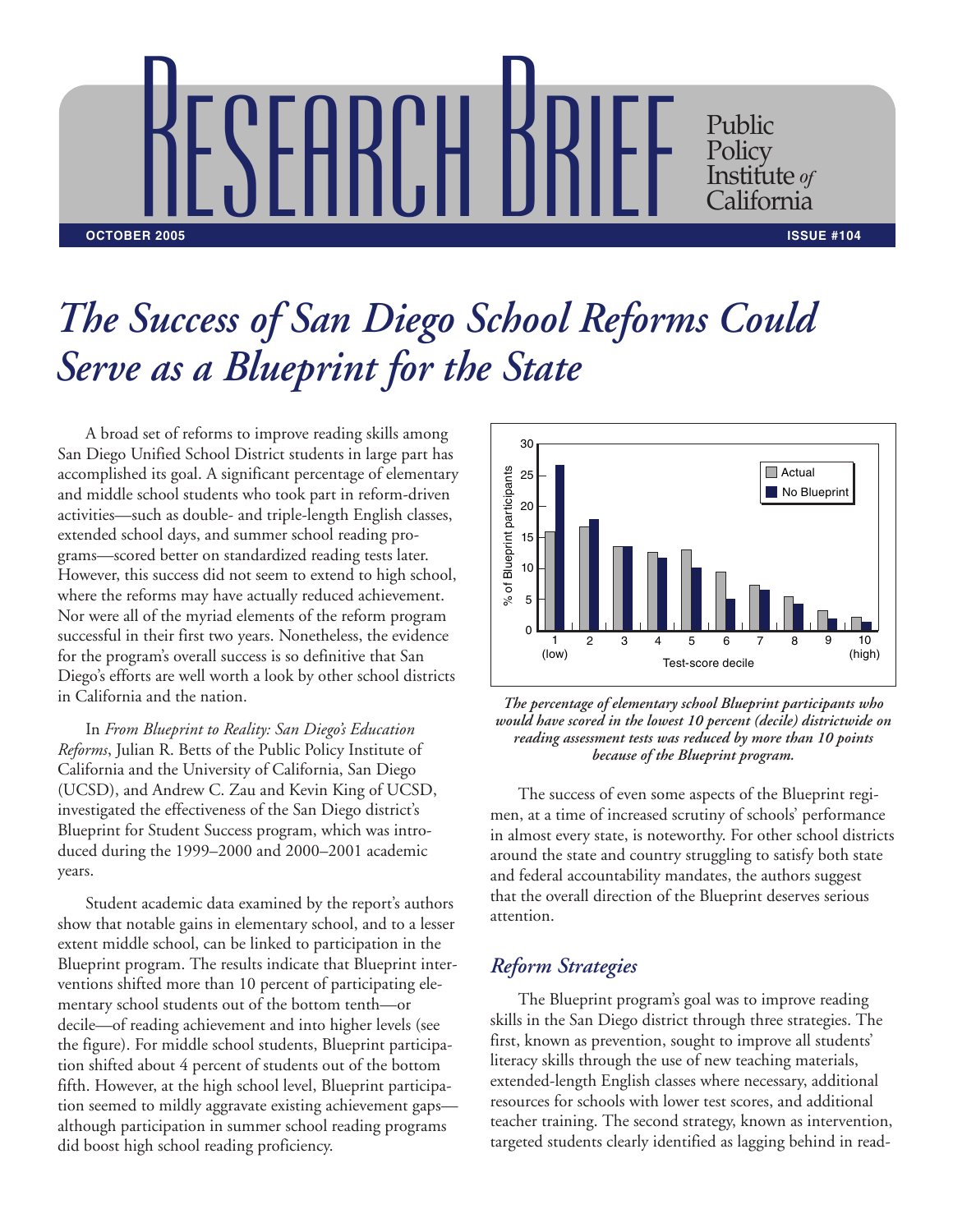# RESEARCH BRIEF

Public Policy Institute *of* California

**OCTOBER 2005** **ISSUE #104**

# *The Success of San Diego School Reforms Could Serve as a Blueprint for the State*

A broad set of reforms to improve reading skills among San Diego Unified School District students in large part has accomplished its goal. A significant percentage of elementary and middle school students who took part in reform-driven activities—such as double- and triple-length English classes, extended school days, and summer school reading programs—scored better on standardized reading tests later. However, this success did not seem to extend to high school, where the reforms may have actually reduced achievement. Nor were all of the myriad elements of the reform program successful in their first two years. Nonetheless, the evidence for the program's overall success is so definitive that San Diego's efforts are well worth a look by other school districts in California and the nation.

In *From Blueprint to Reality: San Diego's Education Reforms*, Julian R. Betts of the Public Policy Institute of California and the University of California, San Diego (UCSD), and Andrew C. Zau and Kevin King of UCSD, investigated the effectiveness of the San Diego district's Blueprint for Student Success program, which was introduced during the 1999–2000 and 2000–2001 academic years.

Student academic data examined by the report's authors show that notable gains in elementary school, and to a lesser extent middle school, can be linked to participation in the Blueprint program. The results indicate that Blueprint interventions shifted more than 10 percent of participating elementary school students out of the bottom tenth—or decile—of reading achievement and into higher levels (see the figure). For middle school students, Blueprint participation shifted about 4 percent of students out of the bottom fifth. However, at the high school level, Blueprint participation seemed to mildly aggravate existing achievement gaps—although participation in summer school reading programs did boost high school reading proficiency.

*The percentage of elementary school Blueprint participants who would have scored in the lowest 10 percent (decile) districtwide on reading assessment tests was reduced by more than 10 points because of the Blueprint program.*

The success of even some aspects of the Blueprint regimen, at a time of increased scrutiny of schools' performance in almost every state, is noteworthy. For other school districts around the state and country struggling to satisfy both state and federal accountability mandates, the authors suggest that the overall direction of the Blueprint deserves serious attention.

## *Reform Strategies*

The Blueprint program's goal was to improve reading skills in the San Diego district through three strategies. The first, known as prevention, sought to improve all students' literacy skills through the use of new teaching materials, extended-length English classes where necessary, additional resources for schools with lower test scores, and additional teacher training. The second strategy, known as intervention, targeted students clearly identified as lagging behind in read-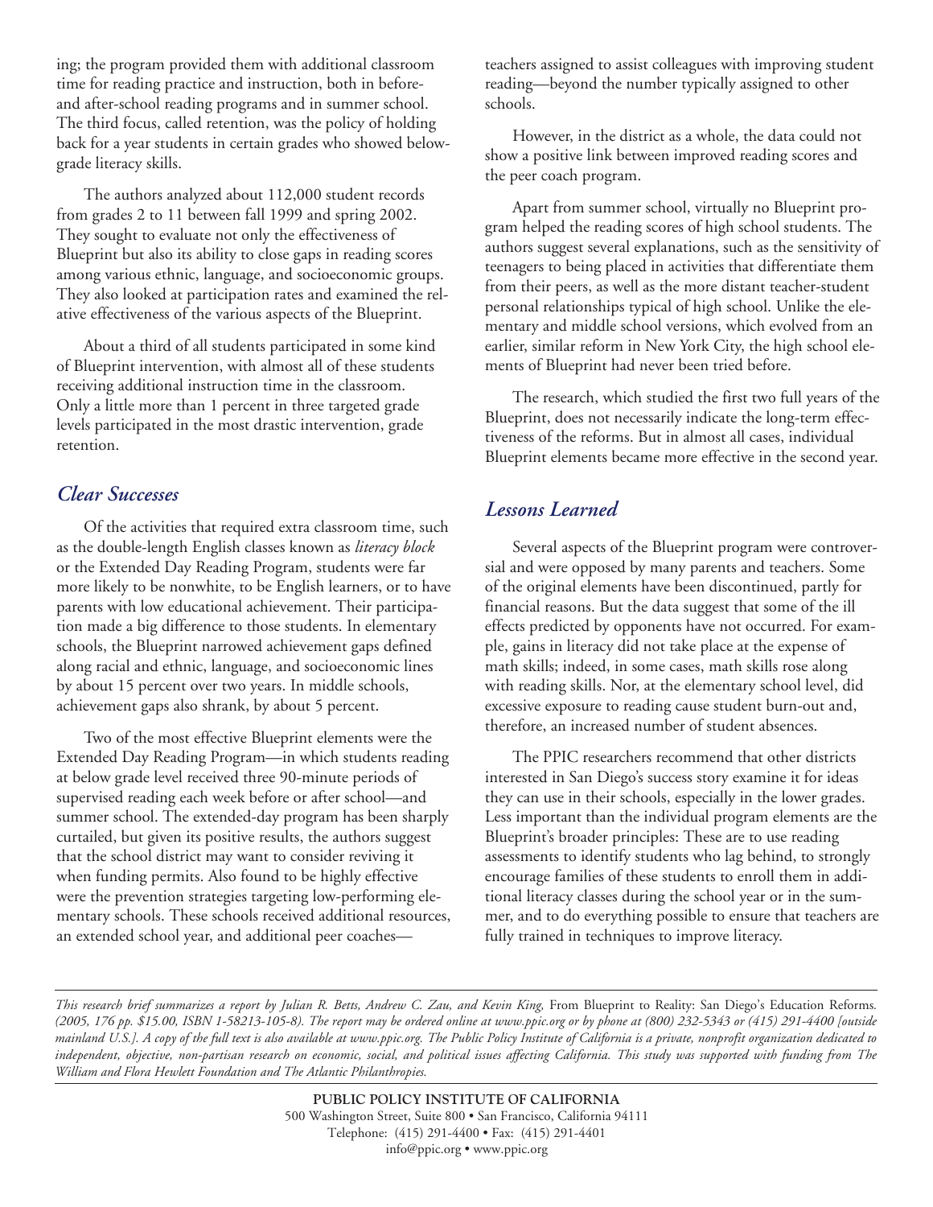ing; the program provided them with additional classroom time for reading practice and instruction, both in before- and after-school reading programs and in summer school. The third focus, called retention, was the policy of holding back for a year students in certain grades who showed below-grade literacy skills.

The authors analyzed about 112,000 student records from grades 2 to 11 between fall 1999 and spring 2002. They sought to evaluate not only the effectiveness of Blueprint but also its ability to close gaps in reading scores among various ethnic, language, and socioeconomic groups. They also looked at participation rates and examined the relative effectiveness of the various aspects of the Blueprint.

About a third of all students participated in some kind of Blueprint intervention, with almost all of these students receiving additional instruction time in the classroom. Only a little more than 1 percent in three targeted grade levels participated in the most drastic intervention, grade retention.

## *Clear Successes*

Of the activities that required extra classroom time, such as the double-length English classes known as *literacy block* or the Extended Day Reading Program, students were far more likely to be nonwhite, to be English learners, or to have parents with low educational achievement. Their participation made a big difference to those students. In elementary schools, the Blueprint narrowed achievement gaps defined along racial and ethnic, language, and socioeconomic lines by about 15 percent over two years. In middle schools, achievement gaps also shrank, by about 5 percent.

Two of the most effective Blueprint elements were the Extended Day Reading Program—in which students reading at below grade level received three 90-minute periods of supervised reading each week before or after school—and summer school. The extended-day program has been sharply curtailed, but given its positive results, the authors suggest that the school district may want to consider reviving it when funding permits. Also found to be highly effective were the prevention strategies targeting low-performing elementary schools. These schools received additional resources, an extended school year, and additional peer coaches—teachers assigned to assist colleagues with improving student reading—beyond the number typically assigned to other schools.

However, in the district as a whole, the data could not show a positive link between improved reading scores and the peer coach program.

Apart from summer school, virtually no Blueprint program helped the reading scores of high school students. The authors suggest several explanations, such as the sensitivity of teenagers to being placed in activities that differentiate them from their peers, as well as the more distant teacher-student personal relationships typical of high school. Unlike the elementary and middle school versions, which evolved from an earlier, similar reform in New York City, the high school elements of Blueprint had never been tried before.

The research, which studied the first two full years of the Blueprint, does not necessarily indicate the long-term effectiveness of the reforms. But in almost all cases, individual Blueprint elements became more effective in the second year.

## *Lessons Learned*

Several aspects of the Blueprint program were controversial and were opposed by many parents and teachers. Some of the original elements have been discontinued, partly for financial reasons. But the data suggest that some of the ill effects predicted by opponents have not occurred. For example, gains in literacy did not take place at the expense of math skills; indeed, in some cases, math skills rose along with reading skills. Nor, at the elementary school level, did excessive exposure to reading cause student burn-out and, therefore, an increased number of student absences.

The PPIC researchers recommend that other districts interested in San Diego's success story examine it for ideas they can use in their schools, especially in the lower grades. Less important than the individual program elements are the Blueprint's broader principles: These are to use reading assessments to identify students who lag behind, to strongly encourage families of these students to enroll them in additional literacy classes during the school year or in the summer, and to do everything possible to ensure that teachers are fully trained in techniques to improve literacy.

---

*This research brief summarizes a report by Julian R. Betts, Andrew C. Zau, and Kevin King,* From Blueprint to Reality: San Diego's Education Reforms*. (2005, 176 pp. $15.00, ISBN 1-58213-105-8). The report may be ordered online at www.ppic.org or by phone at (800) 232-5343 or (415) 291-4400 [outside mainland U.S.]. A copy of the full text is also available at www.ppic.org. The Public Policy Institute of California is a private, nonprofit organization dedicated to independent, objective, non-partisan research on economic, social, and political issues affecting California. This study was supported with funding from The William and Flora Hewlett Foundation and The Atlantic Philanthropies.*

---

**PUBLIC POLICY INSTITUTE OF CALIFORNIA**
500 Washington Street, Suite 800 • San Francisco, California 94111
Telephone: (415) 291-4400 • Fax: (415) 291-4401
info@ppic.org • www.ppic.org